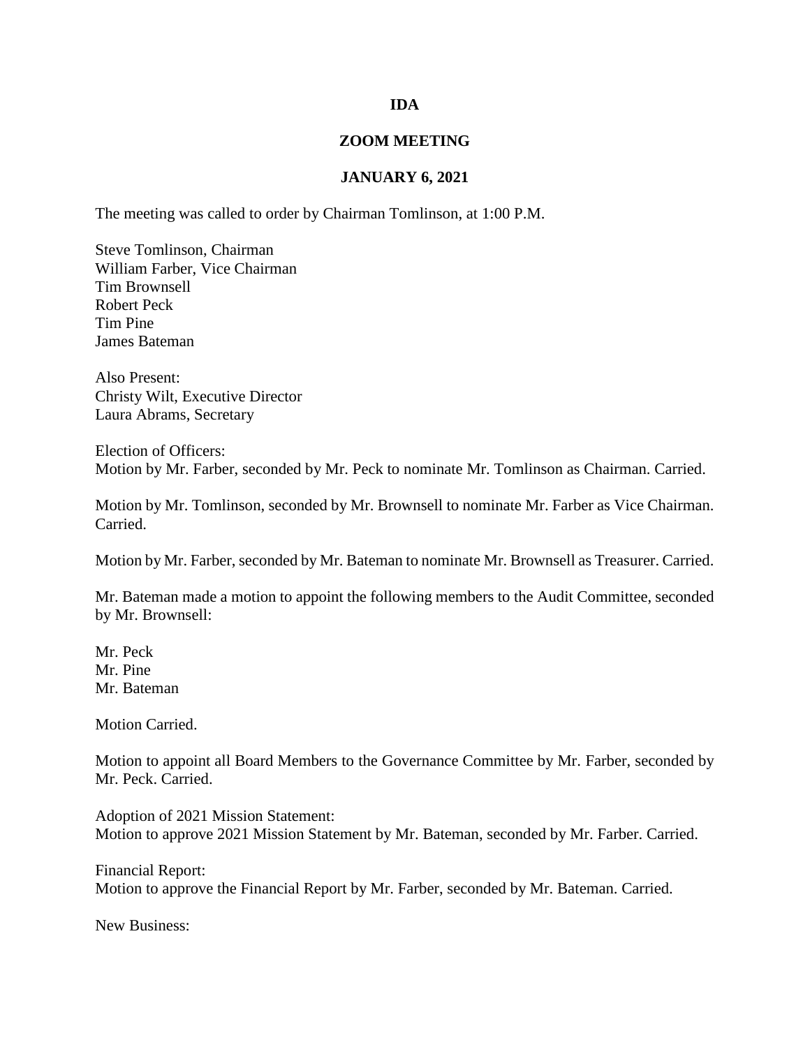# IDA

## ZOOM MEETING

## JANUARY 6, 2021

The meeting was called to order by Chairman Tomlinson, at 1:00 P.M.

Steve Tomlinson, Chairman
William Farber, Vice Chairman
Tim Brownsell
Robert Peck
Tim Pine
James Bateman

Also Present:
Christy Wilt, Executive Director
Laura Abrams, Secretary

Election of Officers:
Motion by Mr. Farber, seconded by Mr. Peck to nominate Mr. Tomlinson as Chairman. Carried.

Motion by Mr. Tomlinson, seconded by Mr. Brownsell to nominate Mr. Farber as Vice Chairman. Carried.

Motion by Mr. Farber, seconded by Mr. Bateman to nominate Mr. Brownsell as Treasurer. Carried.

Mr. Bateman made a motion to appoint the following members to the Audit Committee, seconded by Mr. Brownsell:

Mr. Peck
Mr. Pine
Mr. Bateman

Motion Carried.

Motion to appoint all Board Members to the Governance Committee by Mr. Farber, seconded by Mr. Peck. Carried.

Adoption of 2021 Mission Statement:
Motion to approve 2021 Mission Statement by Mr. Bateman, seconded by Mr. Farber. Carried.

Financial Report:
Motion to approve the Financial Report by Mr. Farber, seconded by Mr. Bateman. Carried.

New Business: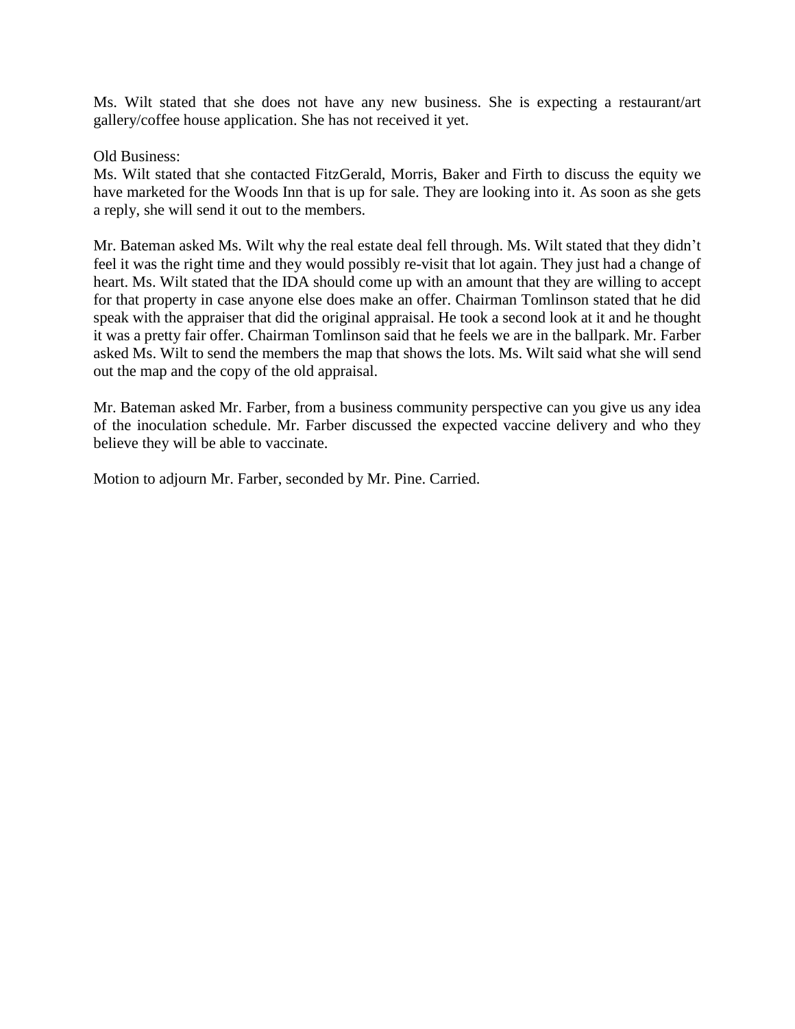Ms. Wilt stated that she does not have any new business. She is expecting a restaurant/art gallery/coffee house application. She has not received it yet.

Old Business:
Ms. Wilt stated that she contacted FitzGerald, Morris, Baker and Firth to discuss the equity we have marketed for the Woods Inn that is up for sale. They are looking into it. As soon as she gets a reply, she will send it out to the members.

Mr. Bateman asked Ms. Wilt why the real estate deal fell through. Ms. Wilt stated that they didn't feel it was the right time and they would possibly re-visit that lot again. They just had a change of heart. Ms. Wilt stated that the IDA should come up with an amount that they are willing to accept for that property in case anyone else does make an offer. Chairman Tomlinson stated that he did speak with the appraiser that did the original appraisal. He took a second look at it and he thought it was a pretty fair offer. Chairman Tomlinson said that he feels we are in the ballpark. Mr. Farber asked Ms. Wilt to send the members the map that shows the lots. Ms. Wilt said what she will send out the map and the copy of the old appraisal.

Mr. Bateman asked Mr. Farber, from a business community perspective can you give us any idea of the inoculation schedule. Mr. Farber discussed the expected vaccine delivery and who they believe they will be able to vaccinate.

Motion to adjourn Mr. Farber, seconded by Mr. Pine. Carried.